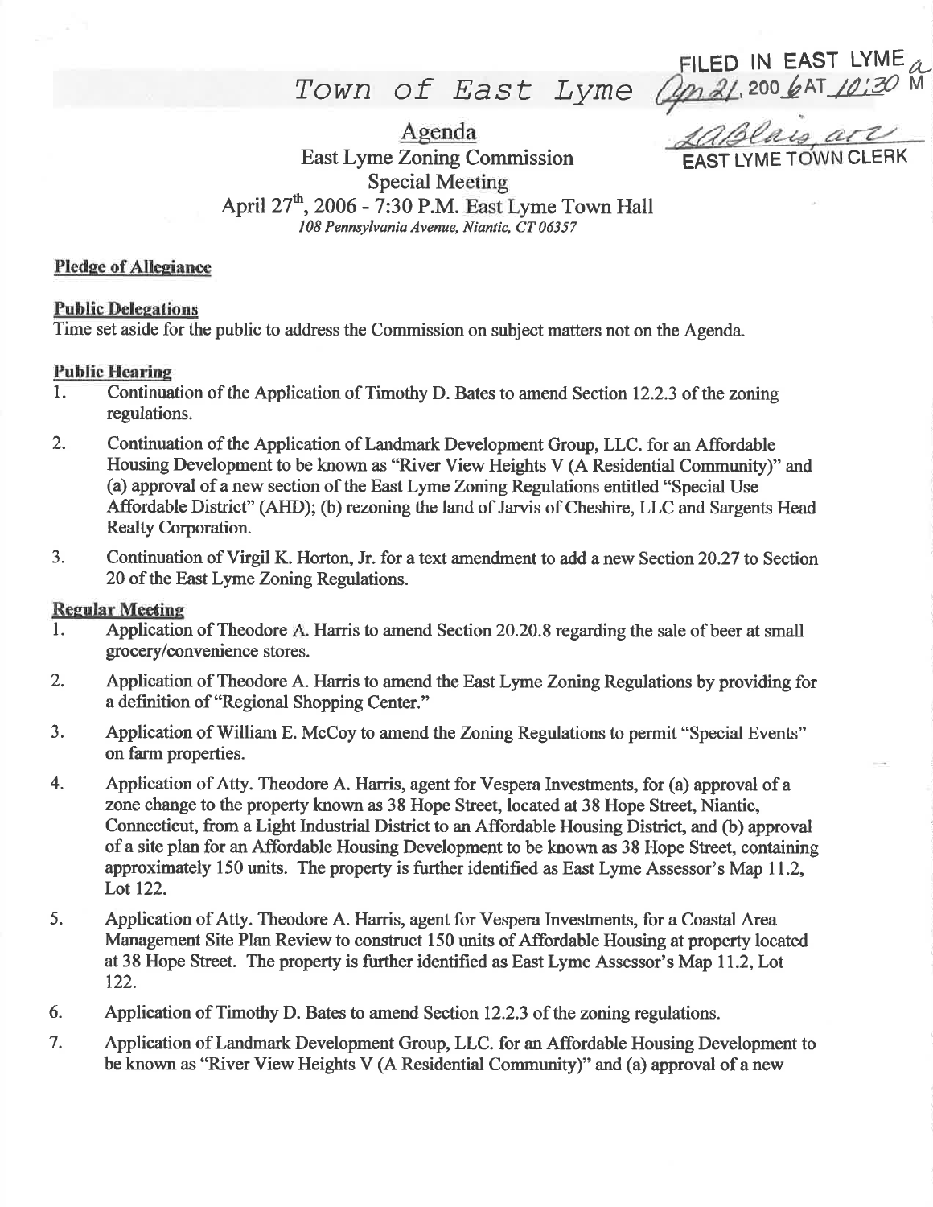FILED IN EAST LYME
Apr 21, 2006 AT 10:30 AM
LABlais, asst
EAST LYME TOWN CLERK

# Town of East Lyme

## Agenda

East Lyme Zoning Commission
Special Meeting
April 27th, 2006 - 7:30 P.M. East Lyme Town Hall
*108 Pennsylvania Avenue, Niantic, CT 06357*

**Pledge of Allegiance**

**Public Delegations**

Time set aside for the public to address the Commission on subject matters not on the Agenda.

**Public Hearing**

1. Continuation of the Application of Timothy D. Bates to amend Section 12.2.3 of the zoning regulations.
2. Continuation of the Application of Landmark Development Group, LLC. for an Affordable Housing Development to be known as "River View Heights V (A Residential Community)" and (a) approval of a new section of the East Lyme Zoning Regulations entitled "Special Use Affordable District" (AHD); (b) rezoning the land of Jarvis of Cheshire, LLC and Sargents Head Realty Corporation.
3. Continuation of Virgil K. Horton, Jr. for a text amendment to add a new Section 20.27 to Section 20 of the East Lyme Zoning Regulations.

**Regular Meeting**

1. Application of Theodore A. Harris to amend Section 20.20.8 regarding the sale of beer at small grocery/convenience stores.
2. Application of Theodore A. Harris to amend the East Lyme Zoning Regulations by providing for a definition of "Regional Shopping Center."
3. Application of William E. McCoy to amend the Zoning Regulations to permit "Special Events" on farm properties.
4. Application of Atty. Theodore A. Harris, agent for Vespera Investments, for (a) approval of a zone change to the property known as 38 Hope Street, located at 38 Hope Street, Niantic, Connecticut, from a Light Industrial District to an Affordable Housing District, and (b) approval of a site plan for an Affordable Housing Development to be known as 38 Hope Street, containing approximately 150 units. The property is further identified as East Lyme Assessor's Map 11.2, Lot 122.
5. Application of Atty. Theodore A. Harris, agent for Vespera Investments, for a Coastal Area Management Site Plan Review to construct 150 units of Affordable Housing at property located at 38 Hope Street. The property is further identified as East Lyme Assessor's Map 11.2, Lot 122.
6. Application of Timothy D. Bates to amend Section 12.2.3 of the zoning regulations.
7. Application of Landmark Development Group, LLC. for an Affordable Housing Development to be known as "River View Heights V (A Residential Community)" and (a) approval of a new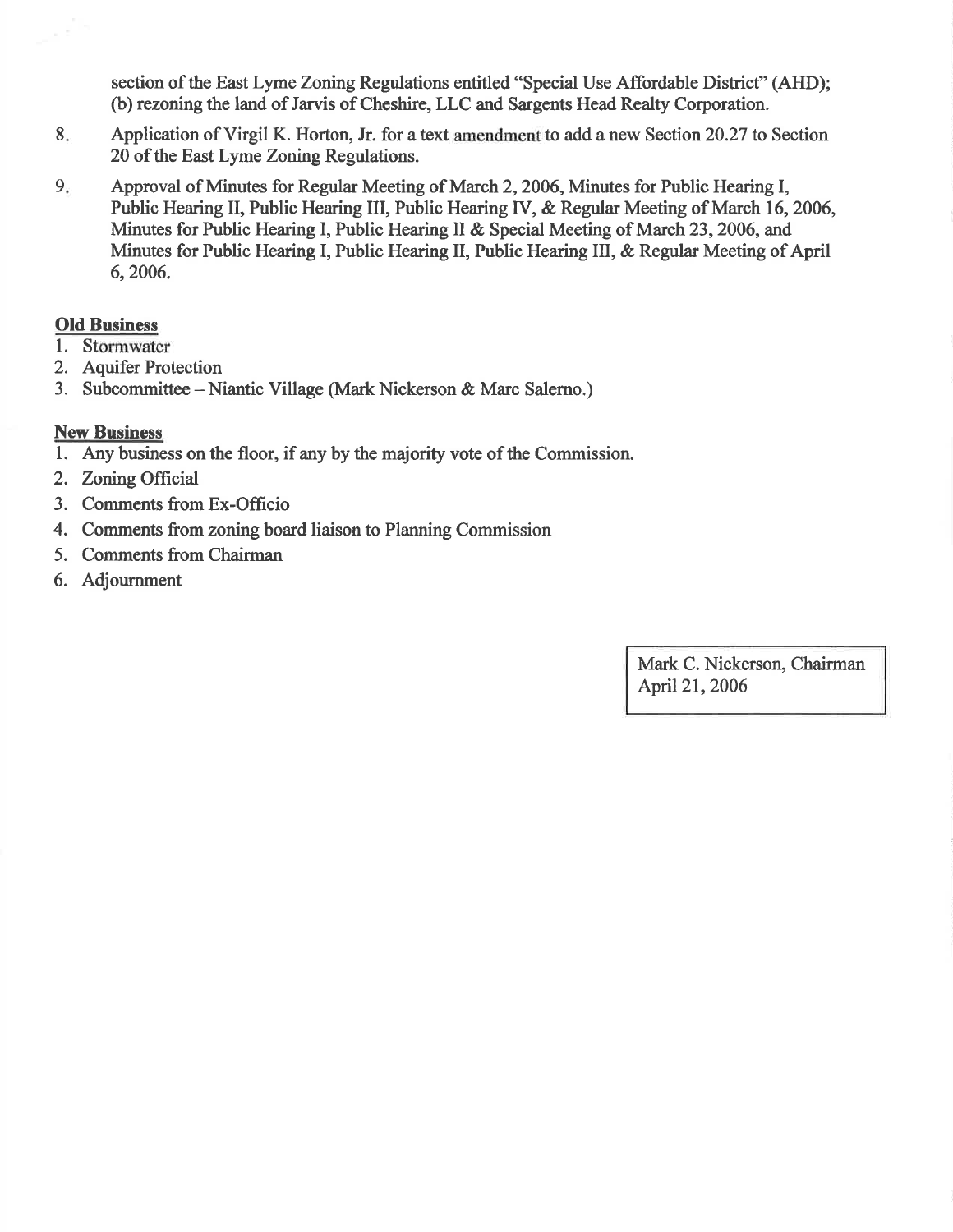section of the East Lyme Zoning Regulations entitled "Special Use Affordable District" (AHD); (b) rezoning the land of Jarvis of Cheshire, LLC and Sargents Head Realty Corporation.

8. Application of Virgil K. Horton, Jr. for a text amendment to add a new Section 20.27 to Section 20 of the East Lyme Zoning Regulations.

9. Approval of Minutes for Regular Meeting of March 2, 2006, Minutes for Public Hearing I, Public Hearing II, Public Hearing III, Public Hearing IV, & Regular Meeting of March 16, 2006, Minutes for Public Hearing I, Public Hearing II & Special Meeting of March 23, 2006, and Minutes for Public Hearing I, Public Hearing II, Public Hearing III, & Regular Meeting of April 6, 2006.

**Old Business**

1. Stormwater
2. Aquifer Protection
3. Subcommittee – Niantic Village (Mark Nickerson & Marc Salerno.)

**New Business**

1. Any business on the floor, if any by the majority vote of the Commission.
2. Zoning Official
3. Comments from Ex-Officio
4. Comments from zoning board liaison to Planning Commission
5. Comments from Chairman
6. Adjournment

Mark C. Nickerson, Chairman
April 21, 2006